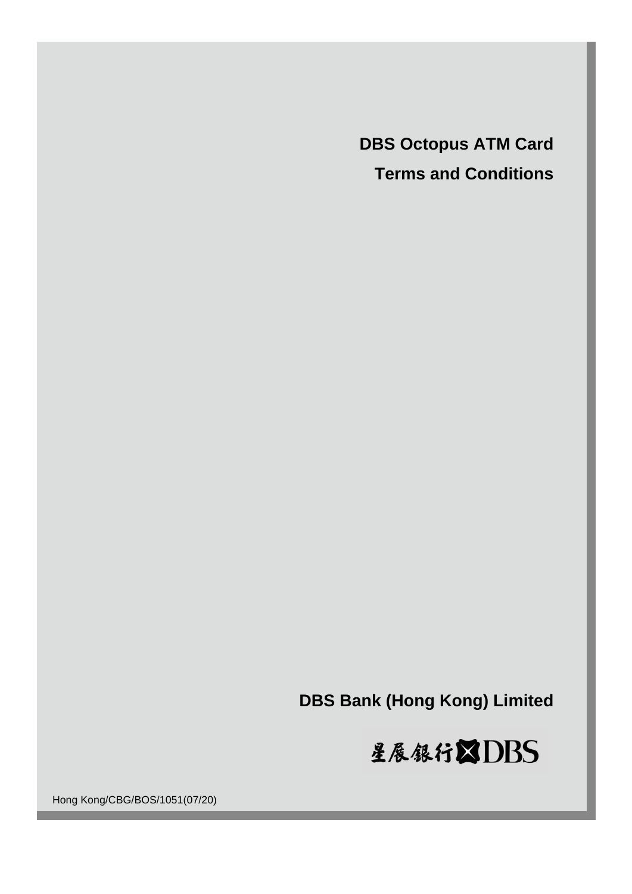# DBS Octopus ATM Card

# Terms and Conditions

**DBS Bank (Hong Kong) Limited**

星展銀行 DBS

Hong Kong/CBG/BOS/1051(07/20)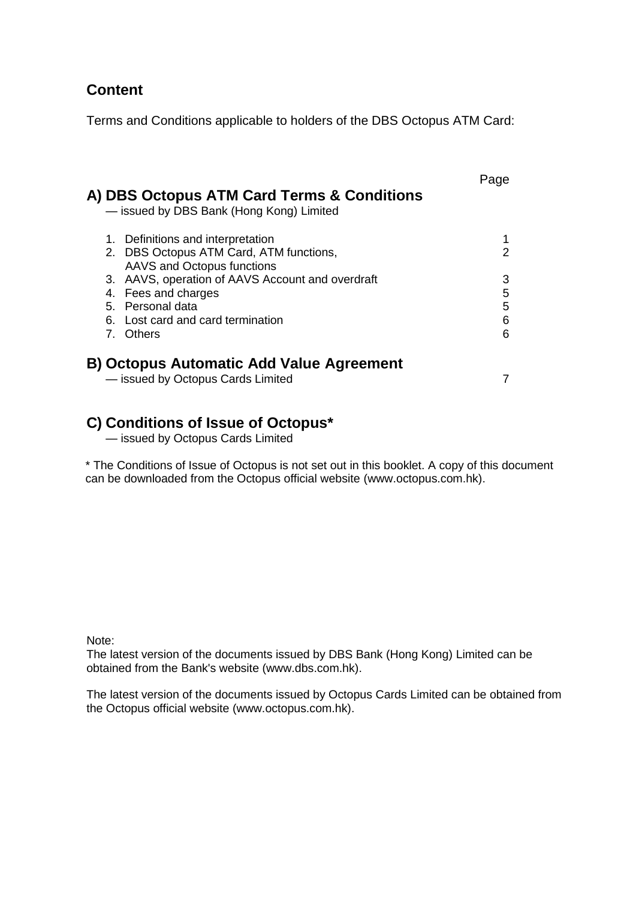## Content

Terms and Conditions applicable to holders of the DBS Octopus ATM Card:

| | Page |
|---|---|
| **A) DBS Octopus ATM Card Terms & Conditions** <br> — issued by DBS Bank (Hong Kong) Limited | |
| 1. Definitions and interpretation | 1 |
| 2. DBS Octopus ATM Card, ATM functions, AAVS and Octopus functions | 2 |
| 3. AAVS, operation of AAVS Account and overdraft | 3 |
| 4. Fees and charges | 5 |
| 5. Personal data | 5 |
| 6. Lost card and card termination | 6 |
| 7. Others | 6 |
| **B) Octopus Automatic Add Value Agreement** <br> — issued by Octopus Cards Limited | 7 |

### C) Conditions of Issue of Octopus*

— issued by Octopus Cards Limited

* The Conditions of Issue of Octopus is not set out in this booklet. A copy of this document can be downloaded from the Octopus official website (www.octopus.com.hk).

Note:
The latest version of the documents issued by DBS Bank (Hong Kong) Limited can be obtained from the Bank's website (www.dbs.com.hk).

The latest version of the documents issued by Octopus Cards Limited can be obtained from the Octopus official website (www.octopus.com.hk).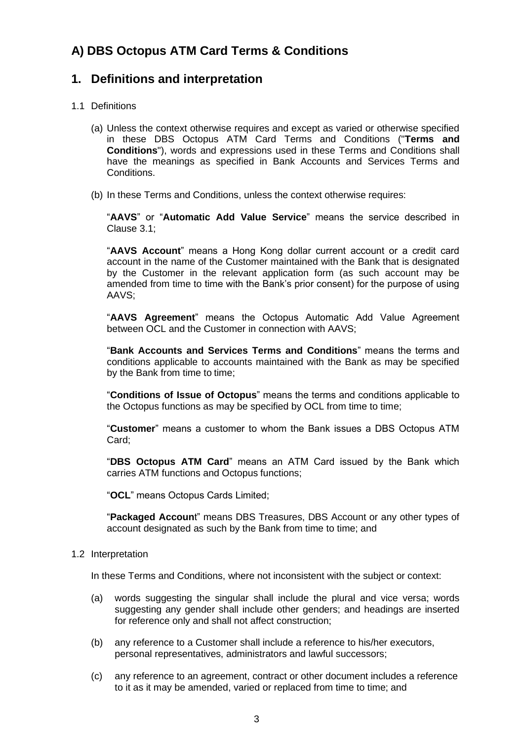## A) DBS Octopus ATM Card Terms & Conditions

## 1. Definitions and interpretation

1.1 Definitions

(a) Unless the context otherwise requires and except as varied or otherwise specified in these DBS Octopus ATM Card Terms and Conditions ("**Terms and Conditions**"), words and expressions used in these Terms and Conditions shall have the meanings as specified in Bank Accounts and Services Terms and Conditions.

(b) In these Terms and Conditions, unless the context otherwise requires:

"**AAVS**" or "**Automatic Add Value Service**" means the service described in Clause 3.1;

"**AAVS Account**" means a Hong Kong dollar current account or a credit card account in the name of the Customer maintained with the Bank that is designated by the Customer in the relevant application form (as such account may be amended from time to time with the Bank's prior consent) for the purpose of using AAVS;

"**AAVS Agreement**" means the Octopus Automatic Add Value Agreement between OCL and the Customer in connection with AAVS;

"**Bank Accounts and Services Terms and Conditions**" means the terms and conditions applicable to accounts maintained with the Bank as may be specified by the Bank from time to time;

"**Conditions of Issue of Octopus**" means the terms and conditions applicable to the Octopus functions as may be specified by OCL from time to time;

"**Customer**" means a customer to whom the Bank issues a DBS Octopus ATM Card;

"**DBS Octopus ATM Card**" means an ATM Card issued by the Bank which carries ATM functions and Octopus functions;

"**OCL**" means Octopus Cards Limited;

"**Packaged Accoun**t" means DBS Treasures, DBS Account or any other types of account designated as such by the Bank from time to time; and

1.2 Interpretation

In these Terms and Conditions, where not inconsistent with the subject or context:

(a) words suggesting the singular shall include the plural and vice versa; words suggesting any gender shall include other genders; and headings are inserted for reference only and shall not affect construction;

(b) any reference to a Customer shall include a reference to his/her executors, personal representatives, administrators and lawful successors;

(c) any reference to an agreement, contract or other document includes a reference to it as it may be amended, varied or replaced from time to time; and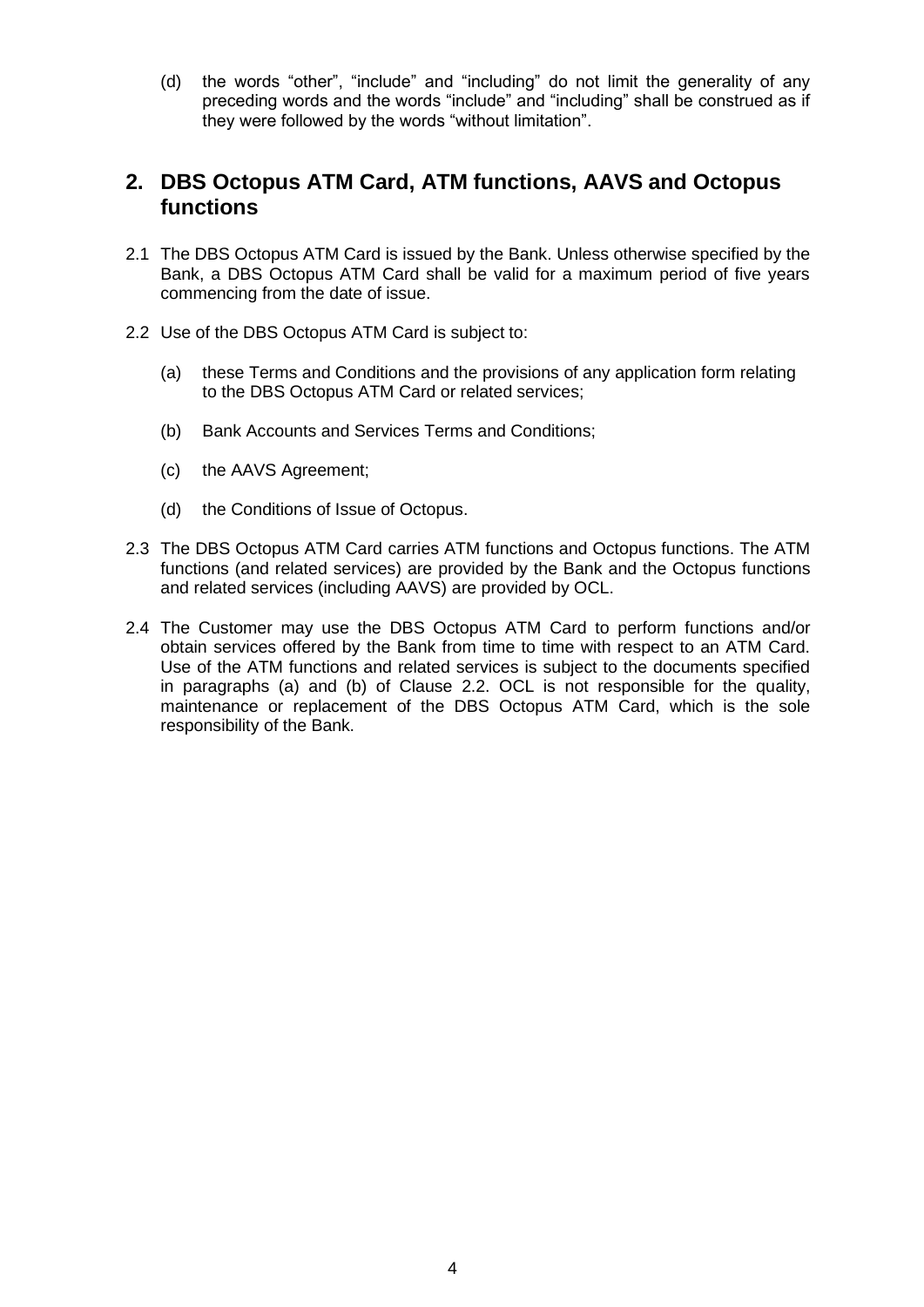(d) the words “other”, “include” and “including” do not limit the generality of any preceding words and the words “include” and “including” shall be construed as if they were followed by the words “without limitation”.

## 2. DBS Octopus ATM Card, ATM functions, AAVS and Octopus functions

2.1 The DBS Octopus ATM Card is issued by the Bank. Unless otherwise specified by the Bank, a DBS Octopus ATM Card shall be valid for a maximum period of five years commencing from the date of issue.

2.2 Use of the DBS Octopus ATM Card is subject to:

(a) these Terms and Conditions and the provisions of any application form relating to the DBS Octopus ATM Card or related services;

(b) Bank Accounts and Services Terms and Conditions;

(c) the AAVS Agreement;

(d) the Conditions of Issue of Octopus.

2.3 The DBS Octopus ATM Card carries ATM functions and Octopus functions. The ATM functions (and related services) are provided by the Bank and the Octopus functions and related services (including AAVS) are provided by OCL.

2.4 The Customer may use the DBS Octopus ATM Card to perform functions and/or obtain services offered by the Bank from time to time with respect to an ATM Card. Use of the ATM functions and related services is subject to the documents specified in paragraphs (a) and (b) of Clause 2.2. OCL is not responsible for the quality, maintenance or replacement of the DBS Octopus ATM Card, which is the sole responsibility of the Bank.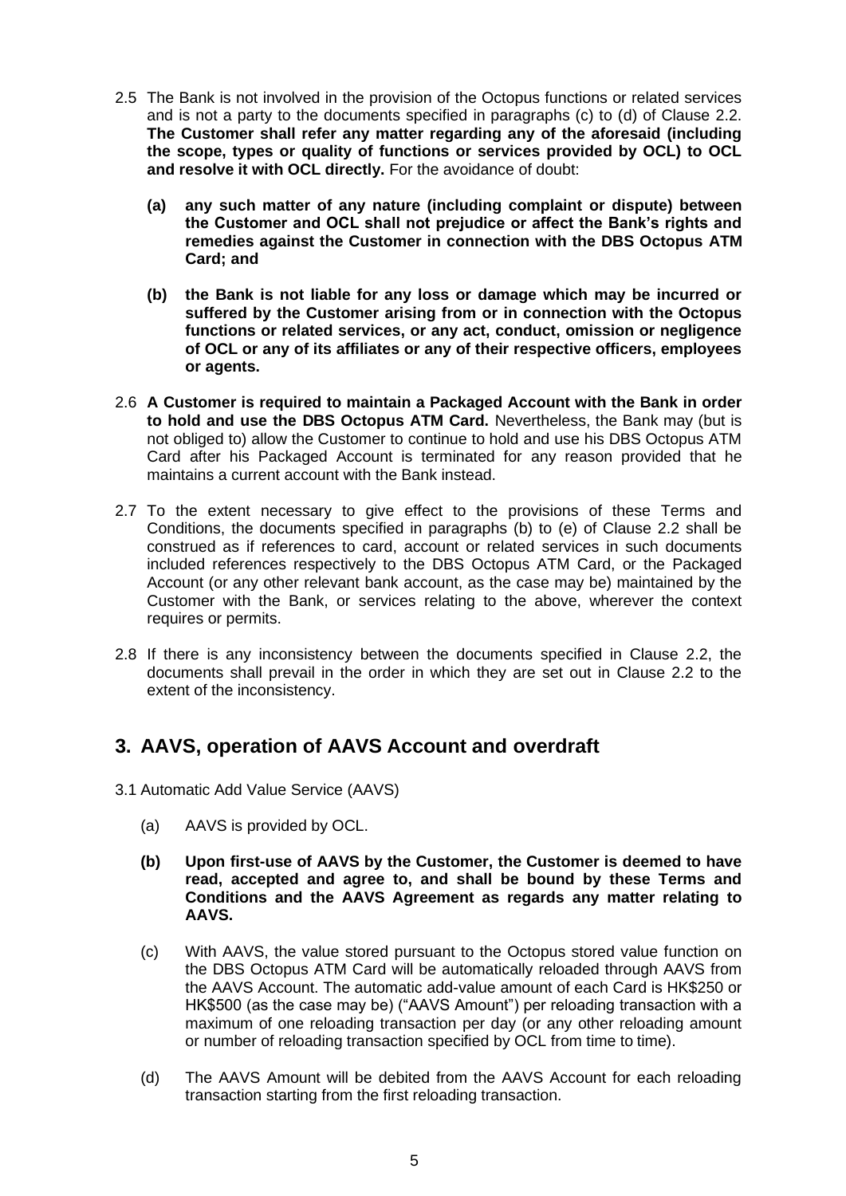2.5 The Bank is not involved in the provision of the Octopus functions or related services and is not a party to the documents specified in paragraphs (c) to (d) of Clause 2.2. **The Customer shall refer any matter regarding any of the aforesaid (including the scope, types or quality of functions or services provided by OCL) to OCL and resolve it with OCL directly.** For the avoidance of doubt:

   **(a) any such matter of any nature (including complaint or dispute) between the Customer and OCL shall not prejudice or affect the Bank's rights and remedies against the Customer in connection with the DBS Octopus ATM Card; and**

   **(b) the Bank is not liable for any loss or damage which may be incurred or suffered by the Customer arising from or in connection with the Octopus functions or related services, or any act, conduct, omission or negligence of OCL or any of its affiliates or any of their respective officers, employees or agents.**

2.6 **A Customer is required to maintain a Packaged Account with the Bank in order to hold and use the DBS Octopus ATM Card.** Nevertheless, the Bank may (but is not obliged to) allow the Customer to continue to hold and use his DBS Octopus ATM Card after his Packaged Account is terminated for any reason provided that he maintains a current account with the Bank instead.

2.7 To the extent necessary to give effect to the provisions of these Terms and Conditions, the documents specified in paragraphs (b) to (e) of Clause 2.2 shall be construed as if references to card, account or related services in such documents included references respectively to the DBS Octopus ATM Card, or the Packaged Account (or any other relevant bank account, as the case may be) maintained by the Customer with the Bank, or services relating to the above, wherever the context requires or permits.

2.8 If there is any inconsistency between the documents specified in Clause 2.2, the documents shall prevail in the order in which they are set out in Clause 2.2 to the extent of the inconsistency.

## 3. AAVS, operation of AAVS Account and overdraft

3.1 Automatic Add Value Service (AAVS)

   (a) AAVS is provided by OCL.

   **(b) Upon first-use of AAVS by the Customer, the Customer is deemed to have read, accepted and agree to, and shall be bound by these Terms and Conditions and the AAVS Agreement as regards any matter relating to AAVS.**

   (c) With AAVS, the value stored pursuant to the Octopus stored value function on the DBS Octopus ATM Card will be automatically reloaded through AAVS from the AAVS Account. The automatic add-value amount of each Card is HK$250 or HK$500 (as the case may be) ("AAVS Amount") per reloading transaction with a maximum of one reloading transaction per day (or any other reloading amount or number of reloading transaction specified by OCL from time to time).

   (d) The AAVS Amount will be debited from the AAVS Account for each reloading transaction starting from the first reloading transaction.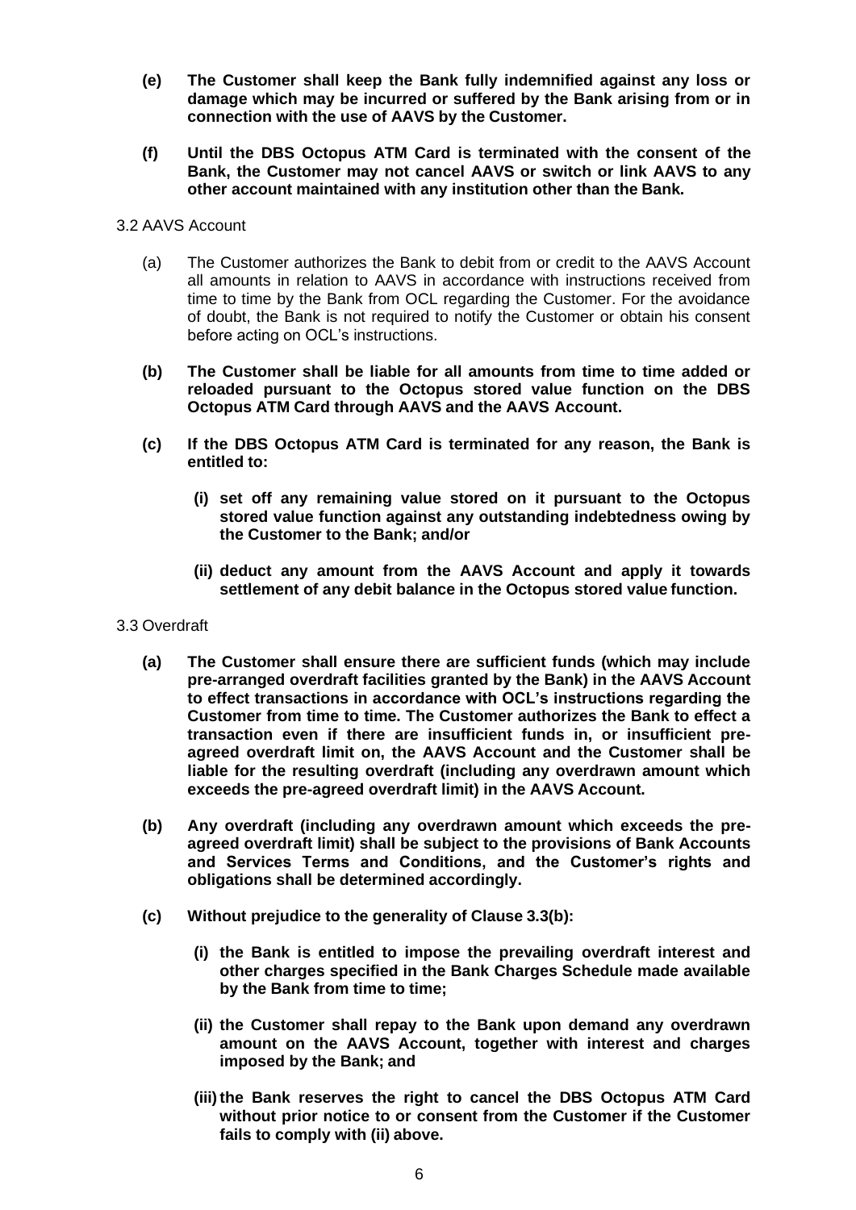**(e) The Customer shall keep the Bank fully indemnified against any loss or damage which may be incurred or suffered by the Bank arising from or in connection with the use of AAVS by the Customer.**

**(f) Until the DBS Octopus ATM Card is terminated with the consent of the Bank, the Customer may not cancel AAVS or switch or link AAVS to any other account maintained with any institution other than the Bank.**

3.2 AAVS Account

(a) The Customer authorizes the Bank to debit from or credit to the AAVS Account all amounts in relation to AAVS in accordance with instructions received from time to time by the Bank from OCL regarding the Customer. For the avoidance of doubt, the Bank is not required to notify the Customer or obtain his consent before acting on OCL's instructions.

**(b) The Customer shall be liable for all amounts from time to time added or reloaded pursuant to the Octopus stored value function on the DBS Octopus ATM Card through AAVS and the AAVS Account.**

**(c) If the DBS Octopus ATM Card is terminated for any reason, the Bank is entitled to:**

**(i) set off any remaining value stored on it pursuant to the Octopus stored value function against any outstanding indebtedness owing by the Customer to the Bank; and/or**

**(ii) deduct any amount from the AAVS Account and apply it towards settlement of any debit balance in the Octopus stored value function.**

3.3 Overdraft

**(a) The Customer shall ensure there are sufficient funds (which may include pre-arranged overdraft facilities granted by the Bank) in the AAVS Account to effect transactions in accordance with OCL's instructions regarding the Customer from time to time. The Customer authorizes the Bank to effect a transaction even if there are insufficient funds in, or insufficient pre-agreed overdraft limit on, the AAVS Account and the Customer shall be liable for the resulting overdraft (including any overdrawn amount which exceeds the pre-agreed overdraft limit) in the AAVS Account.**

**(b) Any overdraft (including any overdrawn amount which exceeds the pre-agreed overdraft limit) shall be subject to the provisions of Bank Accounts and Services Terms and Conditions, and the Customer's rights and obligations shall be determined accordingly.**

**(c) Without prejudice to the generality of Clause 3.3(b):**

**(i) the Bank is entitled to impose the prevailing overdraft interest and other charges specified in the Bank Charges Schedule made available by the Bank from time to time;**

**(ii) the Customer shall repay to the Bank upon demand any overdrawn amount on the AAVS Account, together with interest and charges imposed by the Bank; and**

**(iii) the Bank reserves the right to cancel the DBS Octopus ATM Card without prior notice to or consent from the Customer if the Customer fails to comply with (ii) above.**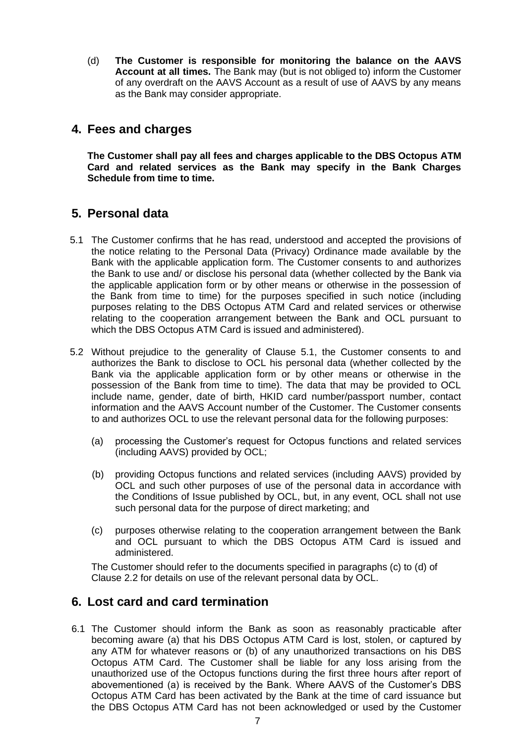(d) **The Customer is responsible for monitoring the balance on the AAVS Account at all times.** The Bank may (but is not obliged to) inform the Customer of any overdraft on the AAVS Account as a result of use of AAVS by any means as the Bank may consider appropriate.

## 4. Fees and charges

**The Customer shall pay all fees and charges applicable to the DBS Octopus ATM Card and related services as the Bank may specify in the Bank Charges Schedule from time to time.**

## 5. Personal data

5.1 The Customer confirms that he has read, understood and accepted the provisions of the notice relating to the Personal Data (Privacy) Ordinance made available by the Bank with the applicable application form. The Customer consents to and authorizes the Bank to use and/ or disclose his personal data (whether collected by the Bank via the applicable application form or by other means or otherwise in the possession of the Bank from time to time) for the purposes specified in such notice (including purposes relating to the DBS Octopus ATM Card and related services or otherwise relating to the cooperation arrangement between the Bank and OCL pursuant to which the DBS Octopus ATM Card is issued and administered).

5.2 Without prejudice to the generality of Clause 5.1, the Customer consents to and authorizes the Bank to disclose to OCL his personal data (whether collected by the Bank via the applicable application form or by other means or otherwise in the possession of the Bank from time to time). The data that may be provided to OCL include name, gender, date of birth, HKID card number/passport number, contact information and the AAVS Account number of the Customer. The Customer consents to and authorizes OCL to use the relevant personal data for the following purposes:

(a) processing the Customer's request for Octopus functions and related services (including AAVS) provided by OCL;

(b) providing Octopus functions and related services (including AAVS) provided by OCL and such other purposes of use of the personal data in accordance with the Conditions of Issue published by OCL, but, in any event, OCL shall not use such personal data for the purpose of direct marketing; and

(c) purposes otherwise relating to the cooperation arrangement between the Bank and OCL pursuant to which the DBS Octopus ATM Card is issued and administered.

The Customer should refer to the documents specified in paragraphs (c) to (d) of Clause 2.2 for details on use of the relevant personal data by OCL.

## 6. Lost card and card termination

6.1 The Customer should inform the Bank as soon as reasonably practicable after becoming aware (a) that his DBS Octopus ATM Card is lost, stolen, or captured by any ATM for whatever reasons or (b) of any unauthorized transactions on his DBS Octopus ATM Card. The Customer shall be liable for any loss arising from the unauthorized use of the Octopus functions during the first three hours after report of abovementioned (a) is received by the Bank. Where AAVS of the Customer's DBS Octopus ATM Card has been activated by the Bank at the time of card issuance but the DBS Octopus ATM Card has not been acknowledged or used by the Customer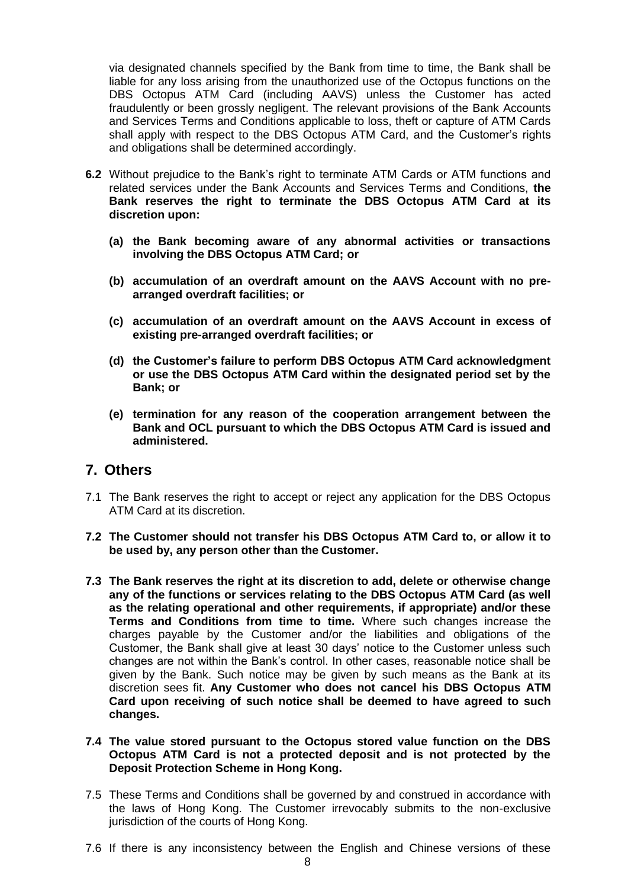via designated channels specified by the Bank from time to time, the Bank shall be liable for any loss arising from the unauthorized use of the Octopus functions on the DBS Octopus ATM Card (including AAVS) unless the Customer has acted fraudulently or been grossly negligent. The relevant provisions of the Bank Accounts and Services Terms and Conditions applicable to loss, theft or capture of ATM Cards shall apply with respect to the DBS Octopus ATM Card, and the Customer's rights and obligations shall be determined accordingly.

**6.2** Without prejudice to the Bank's right to terminate ATM Cards or ATM functions and related services under the Bank Accounts and Services Terms and Conditions, **the Bank reserves the right to terminate the DBS Octopus ATM Card at its discretion upon:**

**(a) the Bank becoming aware of any abnormal activities or transactions involving the DBS Octopus ATM Card; or**

**(b) accumulation of an overdraft amount on the AAVS Account with no pre-arranged overdraft facilities; or**

**(c) accumulation of an overdraft amount on the AAVS Account in excess of existing pre-arranged overdraft facilities; or**

**(d) the Customer's failure to perform DBS Octopus ATM Card acknowledgment or use the DBS Octopus ATM Card within the designated period set by the Bank; or**

**(e) termination for any reason of the cooperation arrangement between the Bank and OCL pursuant to which the DBS Octopus ATM Card is issued and administered.**

## 7. Others

7.1 The Bank reserves the right to accept or reject any application for the DBS Octopus ATM Card at its discretion.

**7.2 The Customer should not transfer his DBS Octopus ATM Card to, or allow it to be used by, any person other than the Customer.**

**7.3 The Bank reserves the right at its discretion to add, delete or otherwise change any of the functions or services relating to the DBS Octopus ATM Card (as well as the relating operational and other requirements, if appropriate) and/or these Terms and Conditions from time to time.** Where such changes increase the charges payable by the Customer and/or the liabilities and obligations of the Customer, the Bank shall give at least 30 days' notice to the Customer unless such changes are not within the Bank's control. In other cases, reasonable notice shall be given by the Bank. Such notice may be given by such means as the Bank at its discretion sees fit. **Any Customer who does not cancel his DBS Octopus ATM Card upon receiving of such notice shall be deemed to have agreed to such changes.**

**7.4 The value stored pursuant to the Octopus stored value function on the DBS Octopus ATM Card is not a protected deposit and is not protected by the Deposit Protection Scheme in Hong Kong.**

7.5 These Terms and Conditions shall be governed by and construed in accordance with the laws of Hong Kong. The Customer irrevocably submits to the non-exclusive jurisdiction of the courts of Hong Kong.

7.6 If there is any inconsistency between the English and Chinese versions of these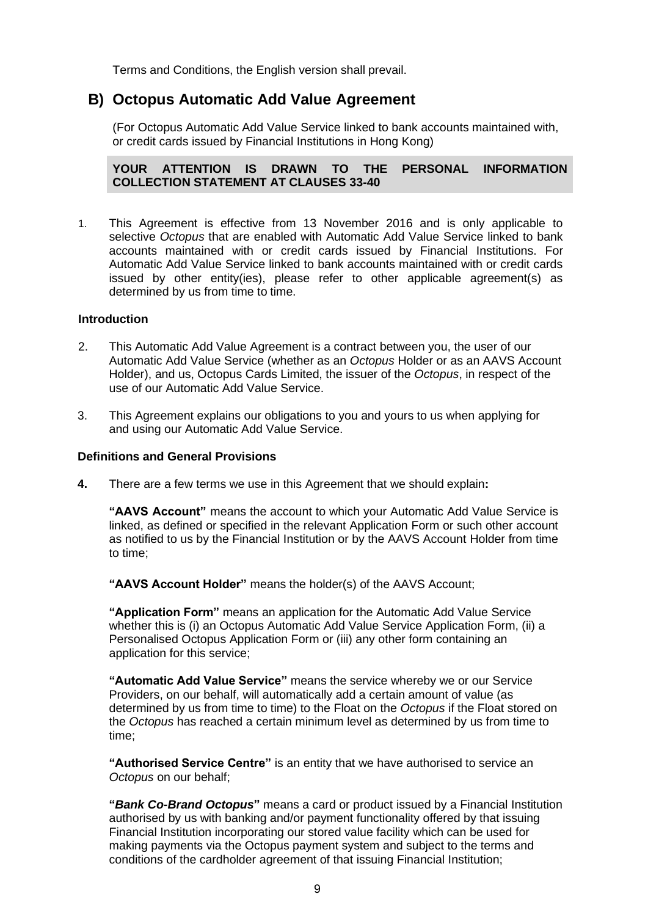Terms and Conditions, the English version shall prevail.

## B) Octopus Automatic Add Value Agreement

(For Octopus Automatic Add Value Service linked to bank accounts maintained with, or credit cards issued by Financial Institutions in Hong Kong)

**YOUR ATTENTION IS DRAWN TO THE PERSONAL INFORMATION COLLECTION STATEMENT AT CLAUSES 33-40**

1. This Agreement is effective from 13 November 2016 and is only applicable to selective *Octopus* that are enabled with Automatic Add Value Service linked to bank accounts maintained with or credit cards issued by Financial Institutions. For Automatic Add Value Service linked to bank accounts maintained with or credit cards issued by other entity(ies), please refer to other applicable agreement(s) as determined by us from time to time.

### Introduction

2. This Automatic Add Value Agreement is a contract between you, the user of our Automatic Add Value Service (whether as an *Octopus* Holder or as an AAVS Account Holder), and us, Octopus Cards Limited, the issuer of the *Octopus*, in respect of the use of our Automatic Add Value Service.

3. This Agreement explains our obligations to you and yours to us when applying for and using our Automatic Add Value Service.

### Definitions and General Provisions

**4.** There are a few terms we use in this Agreement that we should explain**:**

**"AAVS Account"** means the account to which your Automatic Add Value Service is linked, as defined or specified in the relevant Application Form or such other account as notified to us by the Financial Institution or by the AAVS Account Holder from time to time;

**"AAVS Account Holder"** means the holder(s) of the AAVS Account;

**"Application Form"** means an application for the Automatic Add Value Service whether this is (i) an Octopus Automatic Add Value Service Application Form, (ii) a Personalised Octopus Application Form or (iii) any other form containing an application for this service;

**"Automatic Add Value Service"** means the service whereby we or our Service Providers, on our behalf, will automatically add a certain amount of value (as determined by us from time to time) to the Float on the *Octopus* if the Float stored on the *Octopus* has reached a certain minimum level as determined by us from time to time;

**"Authorised Service Centre"** is an entity that we have authorised to service an *Octopus* on our behalf;

**"*Bank Co-Brand Octopus*"** means a card or product issued by a Financial Institution authorised by us with banking and/or payment functionality offered by that issuing Financial Institution incorporating our stored value facility which can be used for making payments via the Octopus payment system and subject to the terms and conditions of the cardholder agreement of that issuing Financial Institution;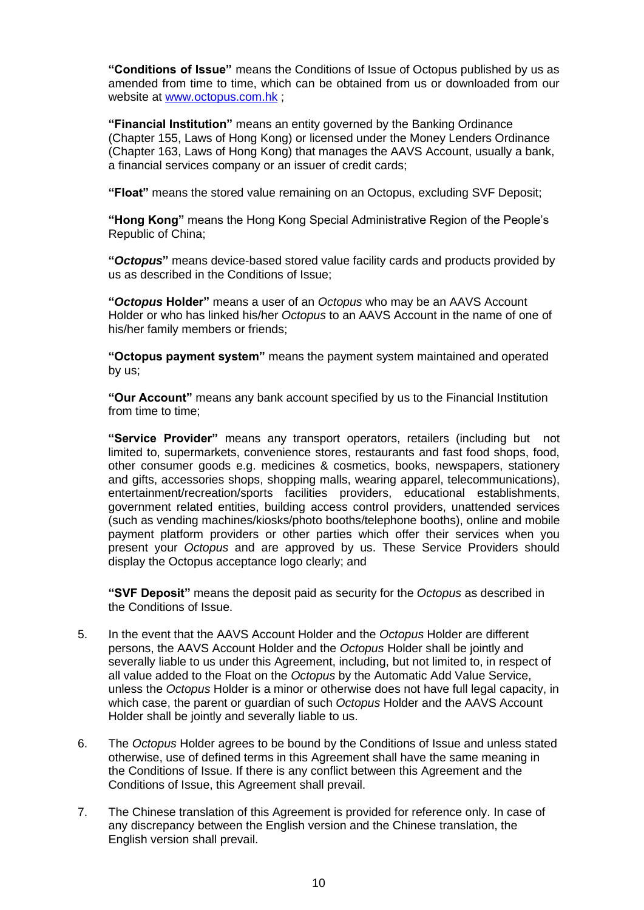**"Conditions of Issue"** means the Conditions of Issue of Octopus published by us as amended from time to time, which can be obtained from us or downloaded from our website at www.octopus.com.hk ;

**"Financial Institution"** means an entity governed by the Banking Ordinance (Chapter 155, Laws of Hong Kong) or licensed under the Money Lenders Ordinance (Chapter 163, Laws of Hong Kong) that manages the AAVS Account, usually a bank, a financial services company or an issuer of credit cards;

**"Float"** means the stored value remaining on an Octopus, excluding SVF Deposit;

**"Hong Kong"** means the Hong Kong Special Administrative Region of the People's Republic of China;

**"*Octopus*"** means device-based stored value facility cards and products provided by us as described in the Conditions of Issue;

**"*Octopus* Holder"** means a user of an *Octopus* who may be an AAVS Account Holder or who has linked his/her *Octopus* to an AAVS Account in the name of one of his/her family members or friends;

**"Octopus payment system"** means the payment system maintained and operated by us;

**"Our Account"** means any bank account specified by us to the Financial Institution from time to time;

**"Service Provider"** means any transport operators, retailers (including but not limited to, supermarkets, convenience stores, restaurants and fast food shops, food, other consumer goods e.g. medicines & cosmetics, books, newspapers, stationery and gifts, accessories shops, shopping malls, wearing apparel, telecommunications), entertainment/recreation/sports facilities providers, educational establishments, government related entities, building access control providers, unattended services (such as vending machines/kiosks/photo booths/telephone booths), online and mobile payment platform providers or other parties which offer their services when you present your *Octopus* and are approved by us. These Service Providers should display the Octopus acceptance logo clearly; and

**"SVF Deposit"** means the deposit paid as security for the *Octopus* as described in the Conditions of Issue.

5. In the event that the AAVS Account Holder and the *Octopus* Holder are different persons, the AAVS Account Holder and the *Octopus* Holder shall be jointly and severally liable to us under this Agreement, including, but not limited to, in respect of all value added to the Float on the *Octopus* by the Automatic Add Value Service, unless the *Octopus* Holder is a minor or otherwise does not have full legal capacity, in which case, the parent or guardian of such *Octopus* Holder and the AAVS Account Holder shall be jointly and severally liable to us.

6. The *Octopus* Holder agrees to be bound by the Conditions of Issue and unless stated otherwise, use of defined terms in this Agreement shall have the same meaning in the Conditions of Issue. If there is any conflict between this Agreement and the Conditions of Issue, this Agreement shall prevail.

7. The Chinese translation of this Agreement is provided for reference only. In case of any discrepancy between the English version and the Chinese translation, the English version shall prevail.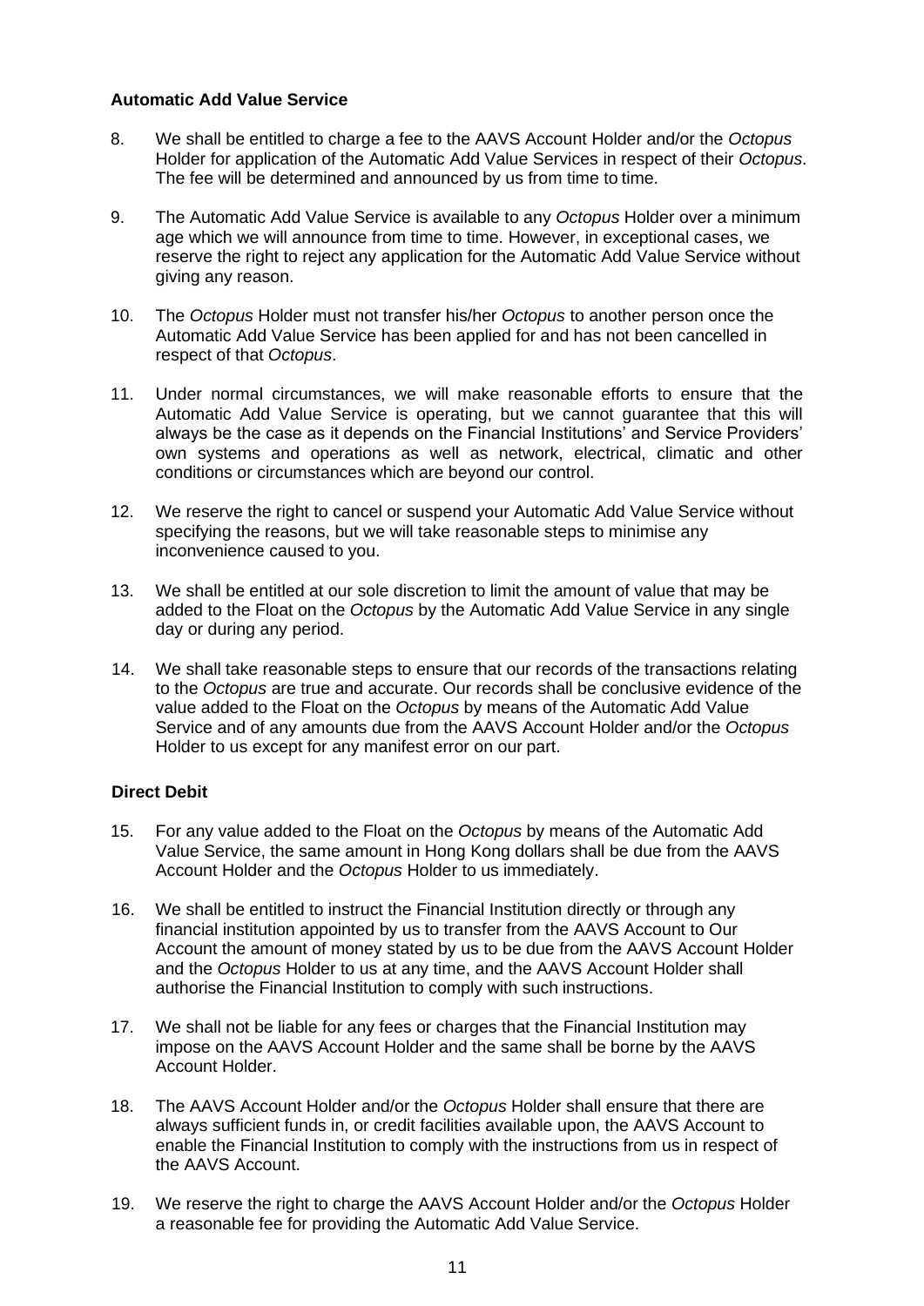### Automatic Add Value Service

8. We shall be entitled to charge a fee to the AAVS Account Holder and/or the *Octopus* Holder for application of the Automatic Add Value Services in respect of their *Octopus*. The fee will be determined and announced by us from time to time.

9. The Automatic Add Value Service is available to any *Octopus* Holder over a minimum age which we will announce from time to time. However, in exceptional cases, we reserve the right to reject any application for the Automatic Add Value Service without giving any reason.

10. The *Octopus* Holder must not transfer his/her *Octopus* to another person once the Automatic Add Value Service has been applied for and has not been cancelled in respect of that *Octopus*.

11. Under normal circumstances, we will make reasonable efforts to ensure that the Automatic Add Value Service is operating, but we cannot guarantee that this will always be the case as it depends on the Financial Institutions' and Service Providers' own systems and operations as well as network, electrical, climatic and other conditions or circumstances which are beyond our control.

12. We reserve the right to cancel or suspend your Automatic Add Value Service without specifying the reasons, but we will take reasonable steps to minimise any inconvenience caused to you.

13. We shall be entitled at our sole discretion to limit the amount of value that may be added to the Float on the *Octopus* by the Automatic Add Value Service in any single day or during any period.

14. We shall take reasonable steps to ensure that our records of the transactions relating to the *Octopus* are true and accurate. Our records shall be conclusive evidence of the value added to the Float on the *Octopus* by means of the Automatic Add Value Service and of any amounts due from the AAVS Account Holder and/or the *Octopus* Holder to us except for any manifest error on our part.

### Direct Debit

15. For any value added to the Float on the *Octopus* by means of the Automatic Add Value Service, the same amount in Hong Kong dollars shall be due from the AAVS Account Holder and the *Octopus* Holder to us immediately.

16. We shall be entitled to instruct the Financial Institution directly or through any financial institution appointed by us to transfer from the AAVS Account to Our Account the amount of money stated by us to be due from the AAVS Account Holder and the *Octopus* Holder to us at any time, and the AAVS Account Holder shall authorise the Financial Institution to comply with such instructions.

17. We shall not be liable for any fees or charges that the Financial Institution may impose on the AAVS Account Holder and the same shall be borne by the AAVS Account Holder.

18. The AAVS Account Holder and/or the *Octopus* Holder shall ensure that there are always sufficient funds in, or credit facilities available upon, the AAVS Account to enable the Financial Institution to comply with the instructions from us in respect of the AAVS Account.

19. We reserve the right to charge the AAVS Account Holder and/or the *Octopus* Holder a reasonable fee for providing the Automatic Add Value Service.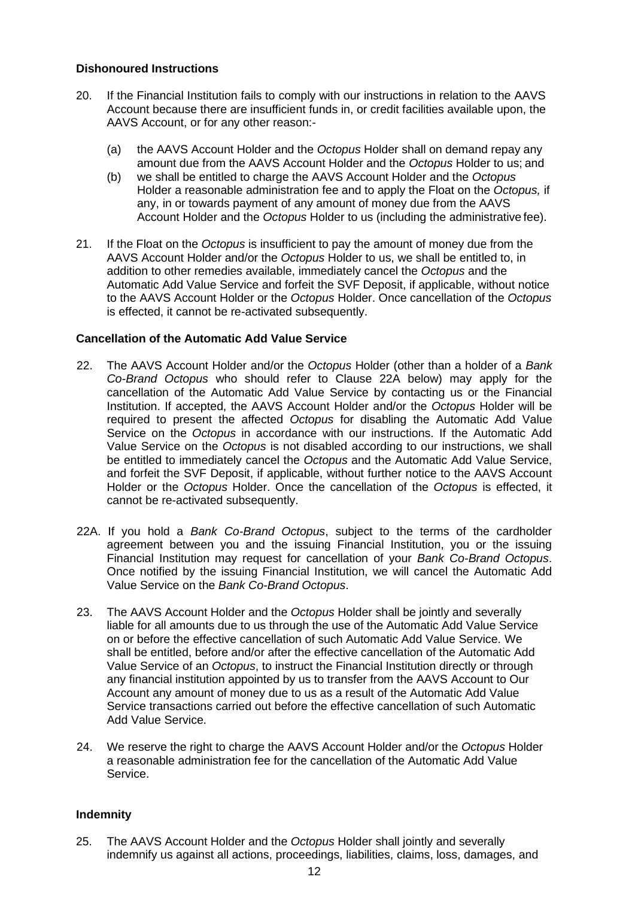**Dishonoured Instructions**

20. If the Financial Institution fails to comply with our instructions in relation to the AAVS Account because there are insufficient funds in, or credit facilities available upon, the AAVS Account, or for any other reason:-

    (a) the AAVS Account Holder and the *Octopus* Holder shall on demand repay any amount due from the AAVS Account Holder and the *Octopus* Holder to us; and

    (b) we shall be entitled to charge the AAVS Account Holder and the *Octopus* Holder a reasonable administration fee and to apply the Float on the *Octopus,* if any, in or towards payment of any amount of money due from the AAVS Account Holder and the *Octopus* Holder to us (including the administrative fee).

21. If the Float on the *Octopus* is insufficient to pay the amount of money due from the AAVS Account Holder and/or the *Octopus* Holder to us, we shall be entitled to, in addition to other remedies available, immediately cancel the *Octopus* and the Automatic Add Value Service and forfeit the SVF Deposit, if applicable, without notice to the AAVS Account Holder or the *Octopus* Holder. Once cancellation of the *Octopus* is effected, it cannot be re-activated subsequently.

**Cancellation of the Automatic Add Value Service**

22. The AAVS Account Holder and/or the *Octopus* Holder (other than a holder of a *Bank Co-Brand Octopus* who should refer to Clause 22A below) may apply for the cancellation of the Automatic Add Value Service by contacting us or the Financial Institution. If accepted, the AAVS Account Holder and/or the *Octopus* Holder will be required to present the affected *Octopus* for disabling the Automatic Add Value Service on the *Octopus* in accordance with our instructions. If the Automatic Add Value Service on the *Octopus* is not disabled according to our instructions, we shall be entitled to immediately cancel the *Octopus* and the Automatic Add Value Service, and forfeit the SVF Deposit, if applicable, without further notice to the AAVS Account Holder or the *Octopus* Holder. Once the cancellation of the *Octopus* is effected, it cannot be re-activated subsequently.

22A. If you hold a *Bank Co-Brand Octopus*, subject to the terms of the cardholder agreement between you and the issuing Financial Institution, you or the issuing Financial Institution may request for cancellation of your *Bank Co-Brand Octopus*. Once notified by the issuing Financial Institution, we will cancel the Automatic Add Value Service on the *Bank Co-Brand Octopus*.

23. The AAVS Account Holder and the *Octopus* Holder shall be jointly and severally liable for all amounts due to us through the use of the Automatic Add Value Service on or before the effective cancellation of such Automatic Add Value Service. We shall be entitled, before and/or after the effective cancellation of the Automatic Add Value Service of an *Octopus*, to instruct the Financial Institution directly or through any financial institution appointed by us to transfer from the AAVS Account to Our Account any amount of money due to us as a result of the Automatic Add Value Service transactions carried out before the effective cancellation of such Automatic Add Value Service.

24. We reserve the right to charge the AAVS Account Holder and/or the *Octopus* Holder a reasonable administration fee for the cancellation of the Automatic Add Value Service.

**Indemnity**

25. The AAVS Account Holder and the *Octopus* Holder shall jointly and severally indemnify us against all actions, proceedings, liabilities, claims, loss, damages, and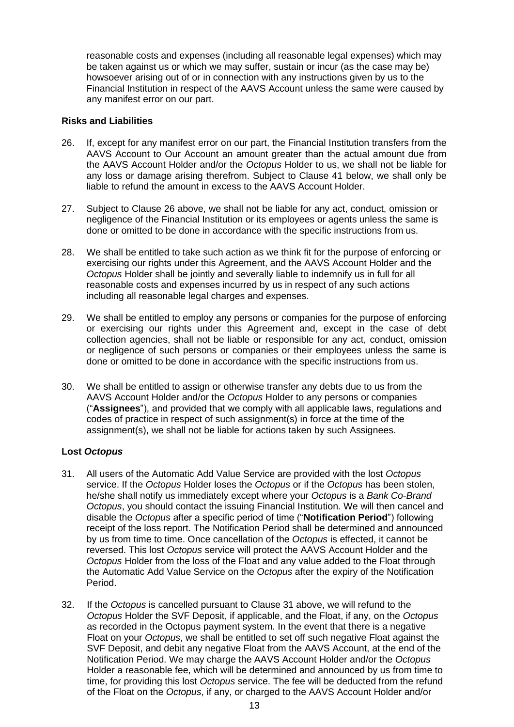reasonable costs and expenses (including all reasonable legal expenses) which may be taken against us or which we may suffer, sustain or incur (as the case may be) howsoever arising out of or in connection with any instructions given by us to the Financial Institution in respect of the AAVS Account unless the same were caused by any manifest error on our part.

**Risks and Liabilities**

26. If, except for any manifest error on our part, the Financial Institution transfers from the AAVS Account to Our Account an amount greater than the actual amount due from the AAVS Account Holder and/or the *Octopus* Holder to us, we shall not be liable for any loss or damage arising therefrom. Subject to Clause 41 below, we shall only be liable to refund the amount in excess to the AAVS Account Holder.

27. Subject to Clause 26 above, we shall not be liable for any act, conduct, omission or negligence of the Financial Institution or its employees or agents unless the same is done or omitted to be done in accordance with the specific instructions from us.

28. We shall be entitled to take such action as we think fit for the purpose of enforcing or exercising our rights under this Agreement, and the AAVS Account Holder and the *Octopus* Holder shall be jointly and severally liable to indemnify us in full for all reasonable costs and expenses incurred by us in respect of any such actions including all reasonable legal charges and expenses.

29. We shall be entitled to employ any persons or companies for the purpose of enforcing or exercising our rights under this Agreement and, except in the case of debt collection agencies, shall not be liable or responsible for any act, conduct, omission or negligence of such persons or companies or their employees unless the same is done or omitted to be done in accordance with the specific instructions from us.

30. We shall be entitled to assign or otherwise transfer any debts due to us from the AAVS Account Holder and/or the *Octopus* Holder to any persons or companies ("**Assignees**"), and provided that we comply with all applicable laws, regulations and codes of practice in respect of such assignment(s) in force at the time of the assignment(s), we shall not be liable for actions taken by such Assignees.

**Lost *Octopus***

31. All users of the Automatic Add Value Service are provided with the lost *Octopus* service. If the *Octopus* Holder loses the *Octopus* or if the *Octopus* has been stolen, he/she shall notify us immediately except where your *Octopus* is a *Bank Co-Brand Octopus*, you should contact the issuing Financial Institution. We will then cancel and disable the *Octopus* after a specific period of time ("**Notification Period**") following receipt of the loss report. The Notification Period shall be determined and announced by us from time to time. Once cancellation of the *Octopus* is effected, it cannot be reversed. This lost *Octopus* service will protect the AAVS Account Holder and the *Octopus* Holder from the loss of the Float and any value added to the Float through the Automatic Add Value Service on the *Octopus* after the expiry of the Notification Period.

32. If the *Octopus* is cancelled pursuant to Clause 31 above, we will refund to the *Octopus* Holder the SVF Deposit, if applicable, and the Float, if any, on the *Octopus* as recorded in the Octopus payment system. In the event that there is a negative Float on your *Octopus*, we shall be entitled to set off such negative Float against the SVF Deposit, and debit any negative Float from the AAVS Account, at the end of the Notification Period. We may charge the AAVS Account Holder and/or the *Octopus* Holder a reasonable fee, which will be determined and announced by us from time to time, for providing this lost *Octopus* service. The fee will be deducted from the refund of the Float on the *Octopus*, if any, or charged to the AAVS Account Holder and/or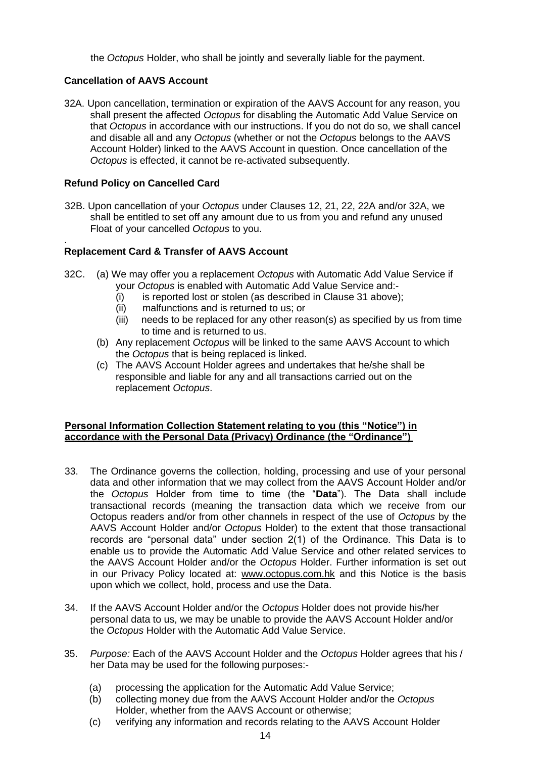the *Octopus* Holder, who shall be jointly and severally liable for the payment.

**Cancellation of AAVS Account**

32A. Upon cancellation, termination or expiration of the AAVS Account for any reason, you shall present the affected *Octopus* for disabling the Automatic Add Value Service on that *Octopus* in accordance with our instructions. If you do not do so, we shall cancel and disable all and any *Octopus* (whether or not the *Octopus* belongs to the AAVS Account Holder) linked to the AAVS Account in question. Once cancellation of the *Octopus* is effected, it cannot be re-activated subsequently.

**Refund Policy on Cancelled Card**

32B. Upon cancellation of your *Octopus* under Clauses 12, 21, 22, 22A and/or 32A, we shall be entitled to set off any amount due to us from you and refund any unused Float of your cancelled *Octopus* to you.

.

**Replacement Card & Transfer of AAVS Account**

32C. (a) We may offer you a replacement *Octopus* with Automatic Add Value Service if your *Octopus* is enabled with Automatic Add Value Service and:-

(i) is reported lost or stolen (as described in Clause 31 above);

(ii) malfunctions and is returned to us; or

(iii) needs to be replaced for any other reason(s) as specified by us from time to time and is returned to us.

(b) Any replacement *Octopus* will be linked to the same AAVS Account to which the *Octopus* that is being replaced is linked.

(c) The AAVS Account Holder agrees and undertakes that he/she shall be responsible and liable for any and all transactions carried out on the replacement *Octopus*.

**Personal Information Collection Statement relating to you (this "Notice") in accordance with the Personal Data (Privacy) Ordinance (the "Ordinance")**

33. The Ordinance governs the collection, holding, processing and use of your personal data and other information that we may collect from the AAVS Account Holder and/or the *Octopus* Holder from time to time (the "**Data**"). The Data shall include transactional records (meaning the transaction data which we receive from our Octopus readers and/or from other channels in respect of the use of *Octopus* by the AAVS Account Holder and/or *Octopus* Holder) to the extent that those transactional records are "personal data" under section 2(1) of the Ordinance. This Data is to enable us to provide the Automatic Add Value Service and other related services to the AAVS Account Holder and/or the *Octopus* Holder. Further information is set out in our Privacy Policy located at: www.octopus.com.hk and this Notice is the basis upon which we collect, hold, process and use the Data.

34. If the AAVS Account Holder and/or the *Octopus* Holder does not provide his/her personal data to us, we may be unable to provide the AAVS Account Holder and/or the *Octopus* Holder with the Automatic Add Value Service.

35. *Purpose:* Each of the AAVS Account Holder and the *Octopus* Holder agrees that his / her Data may be used for the following purposes:-

(a) processing the application for the Automatic Add Value Service;

(b) collecting money due from the AAVS Account Holder and/or the *Octopus* Holder, whether from the AAVS Account or otherwise;

(c) verifying any information and records relating to the AAVS Account Holder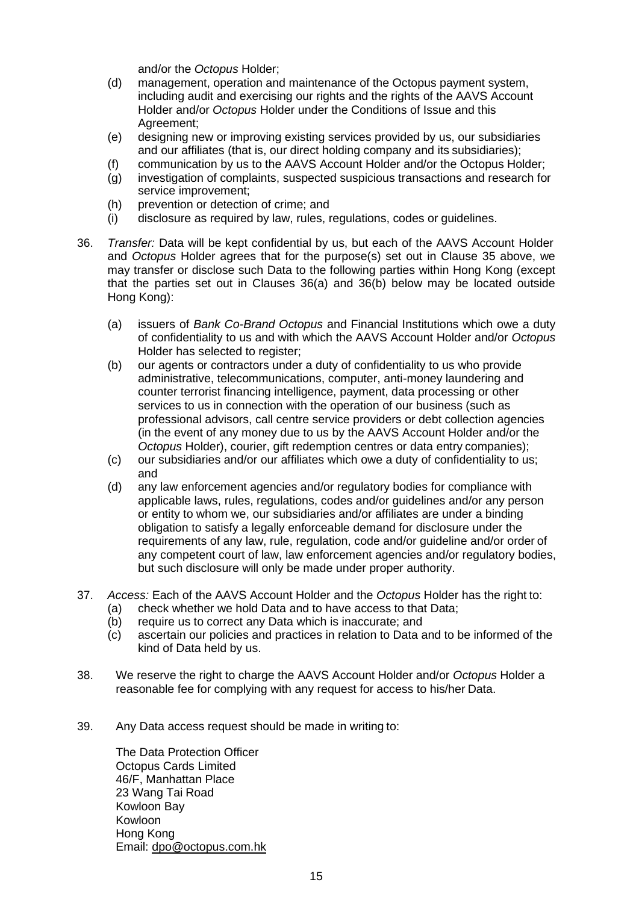and/or the *Octopus* Holder;

(d) management, operation and maintenance of the Octopus payment system, including audit and exercising our rights and the rights of the AAVS Account Holder and/or *Octopus* Holder under the Conditions of Issue and this Agreement;

(e) designing new or improving existing services provided by us, our subsidiaries and our affiliates (that is, our direct holding company and its subsidiaries);

(f) communication by us to the AAVS Account Holder and/or the Octopus Holder;

(g) investigation of complaints, suspected suspicious transactions and research for service improvement;

(h) prevention or detection of crime; and

(i) disclosure as required by law, rules, regulations, codes or guidelines.

36. *Transfer:* Data will be kept confidential by us, but each of the AAVS Account Holder and *Octopus* Holder agrees that for the purpose(s) set out in Clause 35 above, we may transfer or disclose such Data to the following parties within Hong Kong (except that the parties set out in Clauses 36(a) and 36(b) below may be located outside Hong Kong):

    (a) issuers of *Bank Co-Brand Octopus* and Financial Institutions which owe a duty of confidentiality to us and with which the AAVS Account Holder and/or *Octopus* Holder has selected to register;

    (b) our agents or contractors under a duty of confidentiality to us who provide administrative, telecommunications, computer, anti-money laundering and counter terrorist financing intelligence, payment, data processing or other services to us in connection with the operation of our business (such as professional advisors, call centre service providers or debt collection agencies (in the event of any money due to us by the AAVS Account Holder and/or the *Octopus* Holder), courier, gift redemption centres or data entry companies);

    (c) our subsidiaries and/or our affiliates which owe a duty of confidentiality to us; and

    (d) any law enforcement agencies and/or regulatory bodies for compliance with applicable laws, rules, regulations, codes and/or guidelines and/or any person or entity to whom we, our subsidiaries and/or affiliates are under a binding obligation to satisfy a legally enforceable demand for disclosure under the requirements of any law, rule, regulation, code and/or guideline and/or order of any competent court of law, law enforcement agencies and/or regulatory bodies, but such disclosure will only be made under proper authority.

37. *Access:* Each of the AAVS Account Holder and the *Octopus* Holder has the right to:

    (a) check whether we hold Data and to have access to that Data;

    (b) require us to correct any Data which is inaccurate; and

    (c) ascertain our policies and practices in relation to Data and to be informed of the kind of Data held by us.

38. We reserve the right to charge the AAVS Account Holder and/or *Octopus* Holder a reasonable fee for complying with any request for access to his/her Data.

39. Any Data access request should be made in writing to:

    The Data Protection Officer
    Octopus Cards Limited
    46/F, Manhattan Place
    23 Wang Tai Road
    Kowloon Bay
    Kowloon
    Hong Kong
    Email: dpo@octopus.com.hk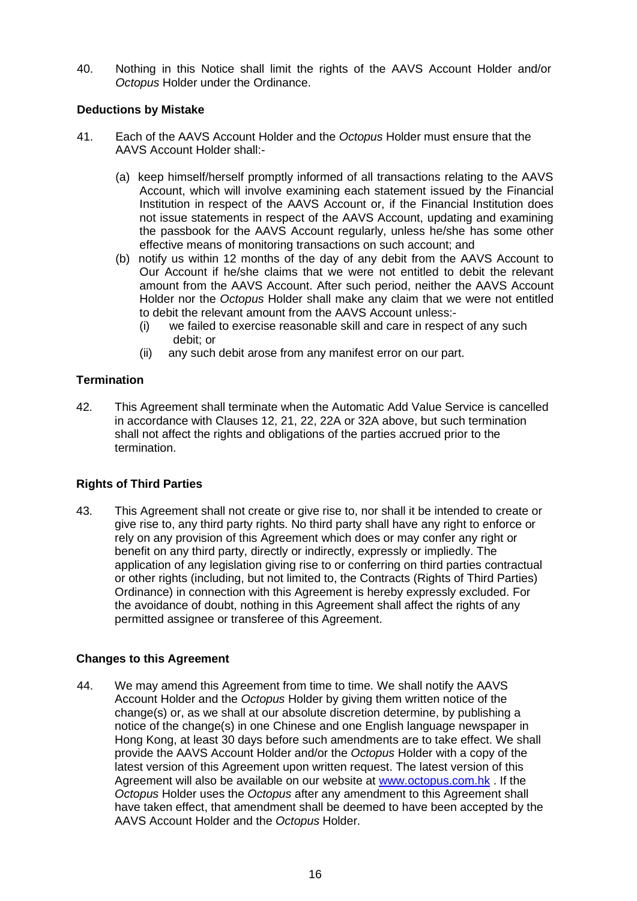40. Nothing in this Notice shall limit the rights of the AAVS Account Holder and/or *Octopus* Holder under the Ordinance.

**Deductions by Mistake**

41. Each of the AAVS Account Holder and the *Octopus* Holder must ensure that the AAVS Account Holder shall:-

    (a) keep himself/herself promptly informed of all transactions relating to the AAVS Account, which will involve examining each statement issued by the Financial Institution in respect of the AAVS Account or, if the Financial Institution does not issue statements in respect of the AAVS Account, updating and examining the passbook for the AAVS Account regularly, unless he/she has some other effective means of monitoring transactions on such account; and

    (b) notify us within 12 months of the day of any debit from the AAVS Account to Our Account if he/she claims that we were not entitled to debit the relevant amount from the AAVS Account. After such period, neither the AAVS Account Holder nor the *Octopus* Holder shall make any claim that we were not entitled to debit the relevant amount from the AAVS Account unless:-

        (i) we failed to exercise reasonable skill and care in respect of any such debit; or

        (ii) any such debit arose from any manifest error on our part.

**Termination**

42. This Agreement shall terminate when the Automatic Add Value Service is cancelled in accordance with Clauses 12, 21, 22, 22A or 32A above, but such termination shall not affect the rights and obligations of the parties accrued prior to the termination.

**Rights of Third Parties**

43. This Agreement shall not create or give rise to, nor shall it be intended to create or give rise to, any third party rights. No third party shall have any right to enforce or rely on any provision of this Agreement which does or may confer any right or benefit on any third party, directly or indirectly, expressly or impliedly. The application of any legislation giving rise to or conferring on third parties contractual or other rights (including, but not limited to, the Contracts (Rights of Third Parties) Ordinance) in connection with this Agreement is hereby expressly excluded. For the avoidance of doubt, nothing in this Agreement shall affect the rights of any permitted assignee or transferee of this Agreement.

**Changes to this Agreement**

44. We may amend this Agreement from time to time. We shall notify the AAVS Account Holder and the *Octopus* Holder by giving them written notice of the change(s) or, as we shall at our absolute discretion determine, by publishing a notice of the change(s) in one Chinese and one English language newspaper in Hong Kong, at least 30 days before such amendments are to take effect. We shall provide the AAVS Account Holder and/or the *Octopus* Holder with a copy of the latest version of this Agreement upon written request. The latest version of this Agreement will also be available on our website at www.octopus.com.hk . If the *Octopus* Holder uses the *Octopus* after any amendment to this Agreement shall have taken effect, that amendment shall be deemed to have been accepted by the AAVS Account Holder and the *Octopus* Holder.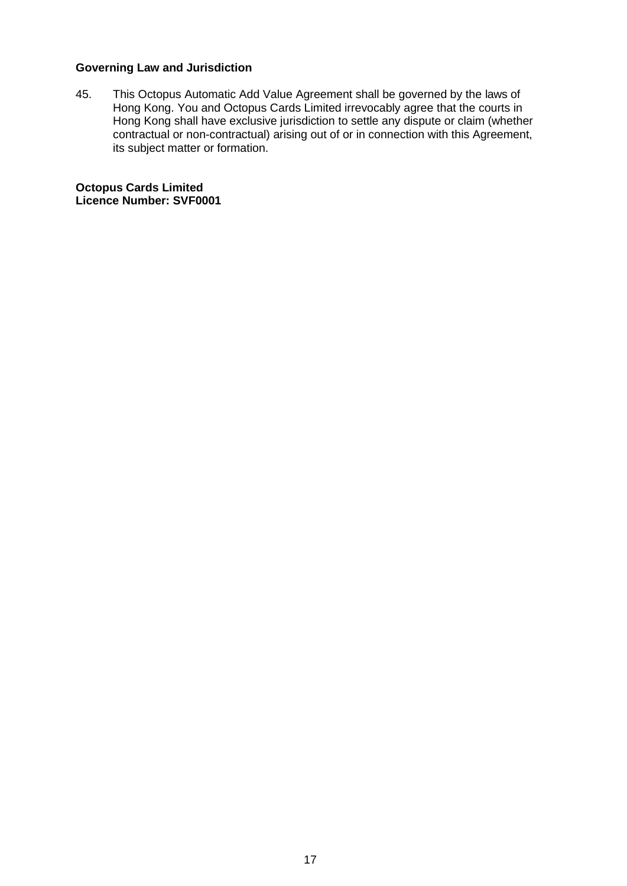**Governing Law and Jurisdiction**

45. This Octopus Automatic Add Value Agreement shall be governed by the laws of Hong Kong. You and Octopus Cards Limited irrevocably agree that the courts in Hong Kong shall have exclusive jurisdiction to settle any dispute or claim (whether contractual or non-contractual) arising out of or in connection with this Agreement, its subject matter or formation.

**Octopus Cards Limited**
**Licence Number: SVF0001**